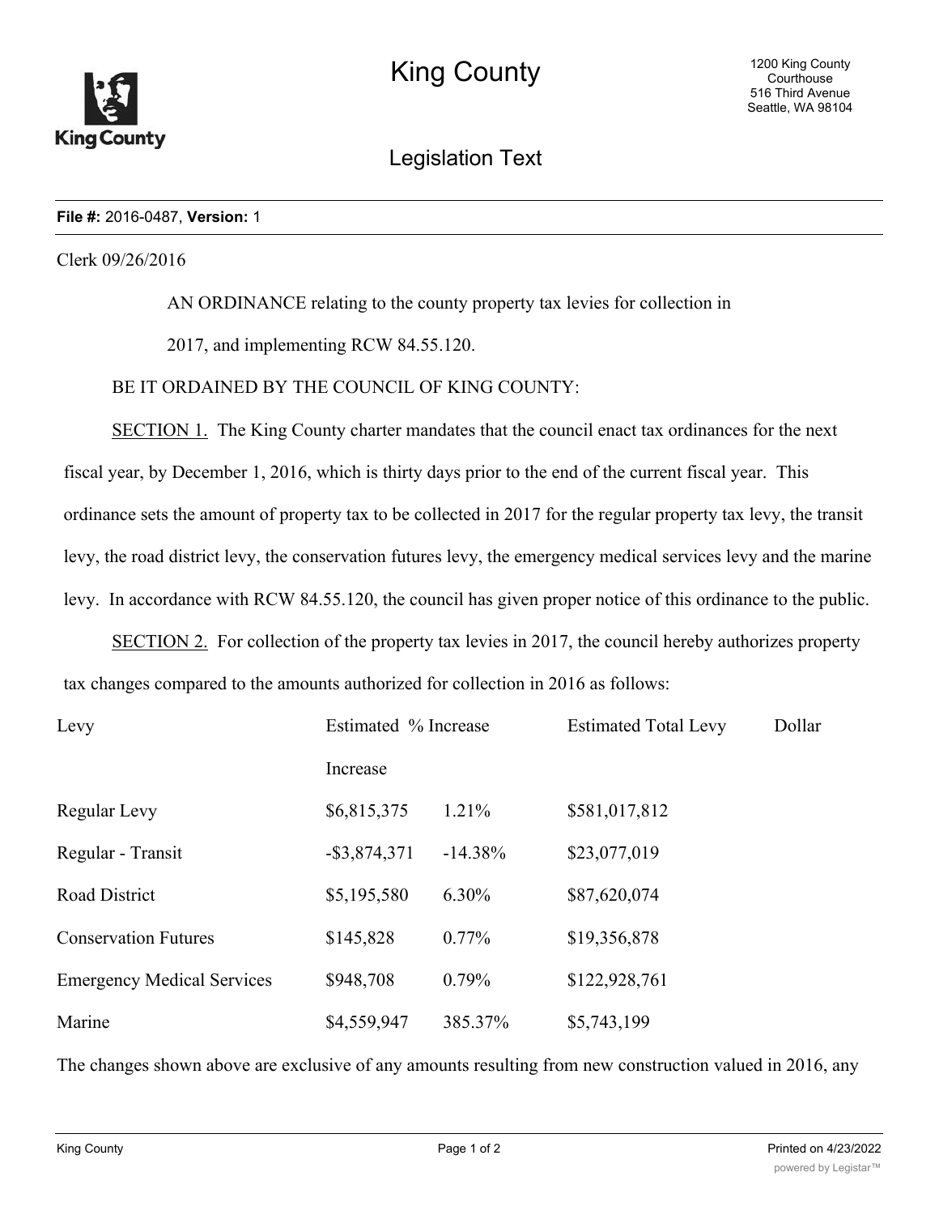# King County

## Legislation Text

**File #:** 2016-0487, **Version:** 1

Clerk 09/26/2016

AN ORDINANCE relating to the county property tax levies for collection in 2017, and implementing RCW 84.55.120.

BE IT ORDAINED BY THE COUNCIL OF KING COUNTY:

SECTION 1. The King County charter mandates that the council enact tax ordinances for the next fiscal year, by December 1, 2016, which is thirty days prior to the end of the current fiscal year. This ordinance sets the amount of property tax to be collected in 2017 for the regular property tax levy, the transit levy, the road district levy, the conservation futures levy, the emergency medical services levy and the marine levy. In accordance with RCW 84.55.120, the council has given proper notice of this ordinance to the public.

SECTION 2. For collection of the property tax levies in 2017, the council hereby authorizes property tax changes compared to the amounts authorized for collection in 2016 as follows:

| Levy | Estimated Dollar Increase | % Increase | Estimated Total Levy |
|---|---|---|---|
| Regular Levy | $6,815,375 | 1.21% | $581,017,812 |
| Regular - Transit | -$3,874,371 | -14.38% | $23,077,019 |
| Road District | $5,195,580 | 6.30% | $87,620,074 |
| Conservation Futures | $145,828 | 0.77% | $19,356,878 |
| Emergency Medical Services | $948,708 | 0.79% | $122,928,761 |
| Marine | $4,559,947 | 385.37% | $5,743,199 |

The changes shown above are exclusive of any amounts resulting from new construction valued in 2016, any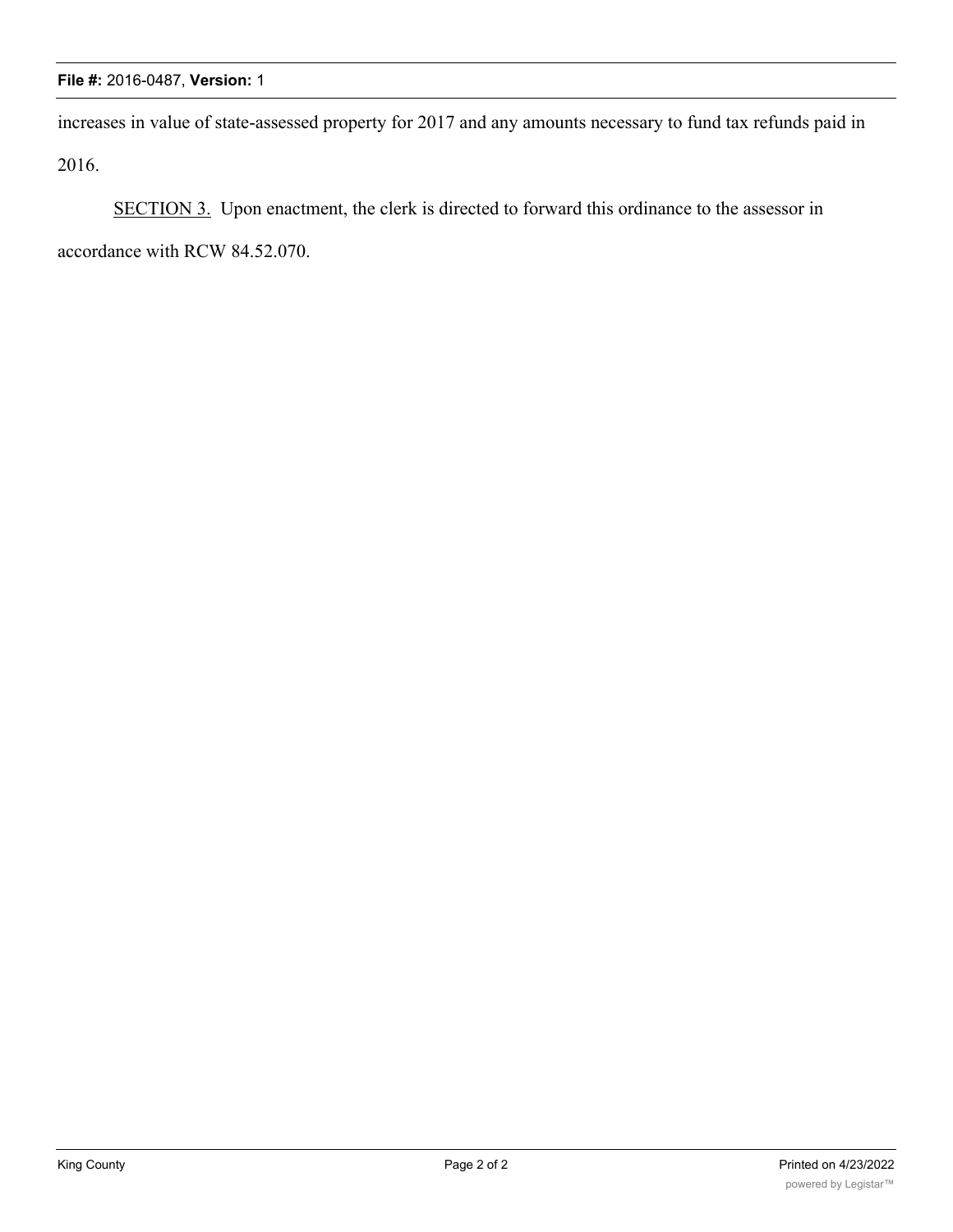increases in value of state-assessed property for 2017 and any amounts necessary to fund tax refunds paid in 2016.

SECTION 3. Upon enactment, the clerk is directed to forward this ordinance to the assessor in accordance with RCW 84.52.070.